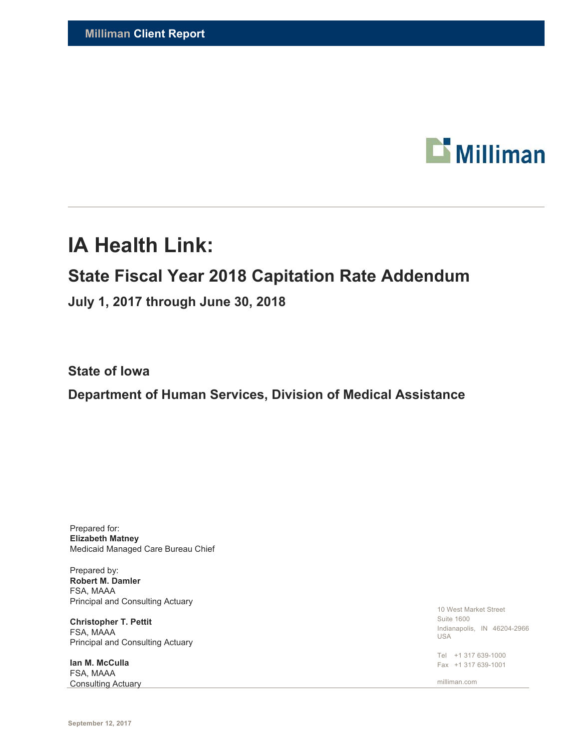**Milliman Client Report**

# IA Health Link:

## State Fiscal Year 2018 Capitation Rate Addendum

### July 1, 2017 through June 30, 2018

### State of Iowa

### Department of Human Services, Division of Medical Assistance

Prepared for:
**Elizabeth Matney**
Medicaid Managed Care Bureau Chief

Prepared by:
**Robert M. Damler**
FSA, MAAA
Principal and Consulting Actuary

**Christopher T. Pettit**
FSA, MAAA
Principal and Consulting Actuary

**Ian M. McCulla**
FSA, MAAA
Consulting Actuary

10 West Market Street
Suite 1600
Indianapolis, IN 46204-2966
USA

Tel +1 317 639-1000
Fax +1 317 639-1001

milliman.com

**September 12, 2017**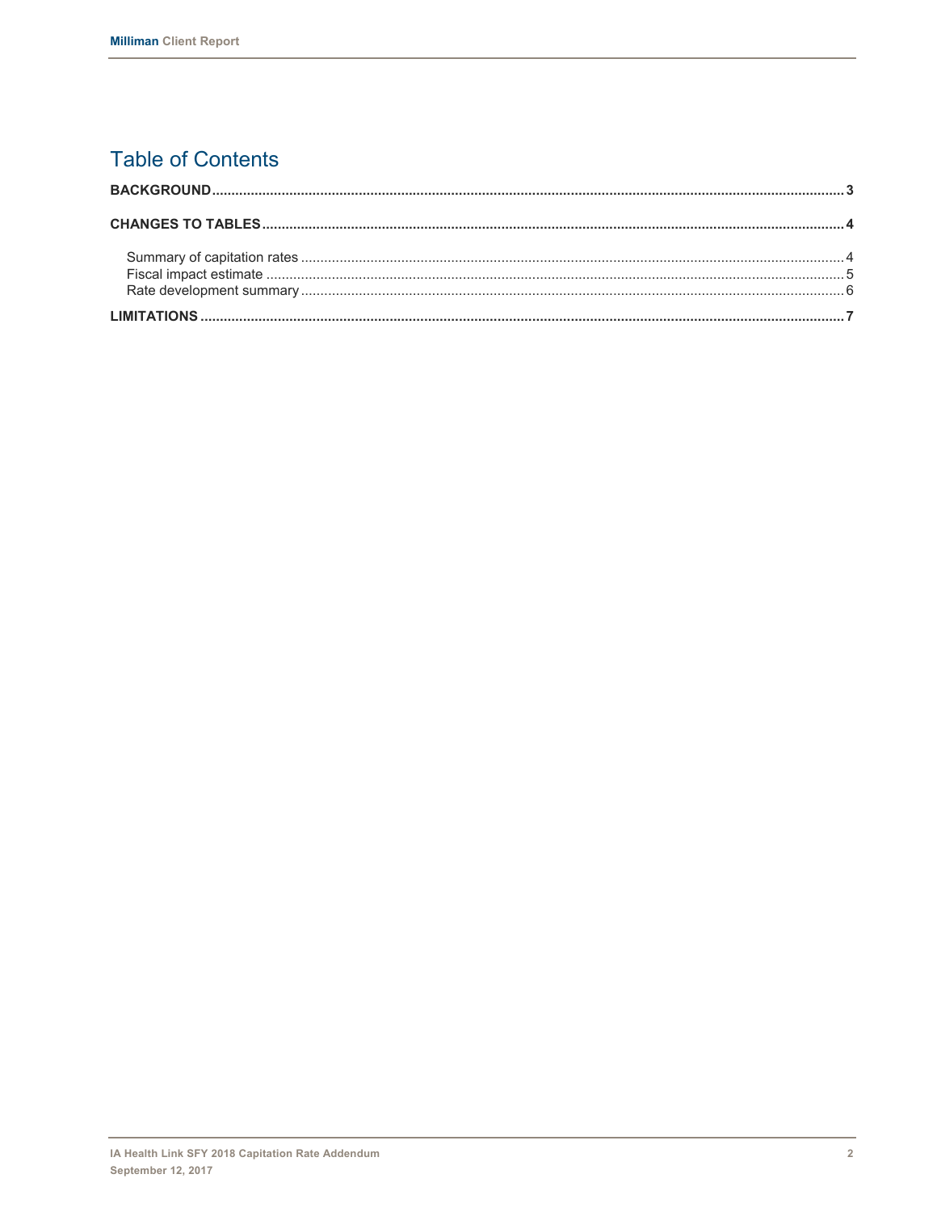# Table of Contents

**BACKGROUND** .......... 3

**CHANGES TO TABLES** .......... 4

- Summary of capitation rates .......... 4
- Fiscal impact estimate .......... 5
- Rate development summary .......... 6

**LIMITATIONS** .......... 7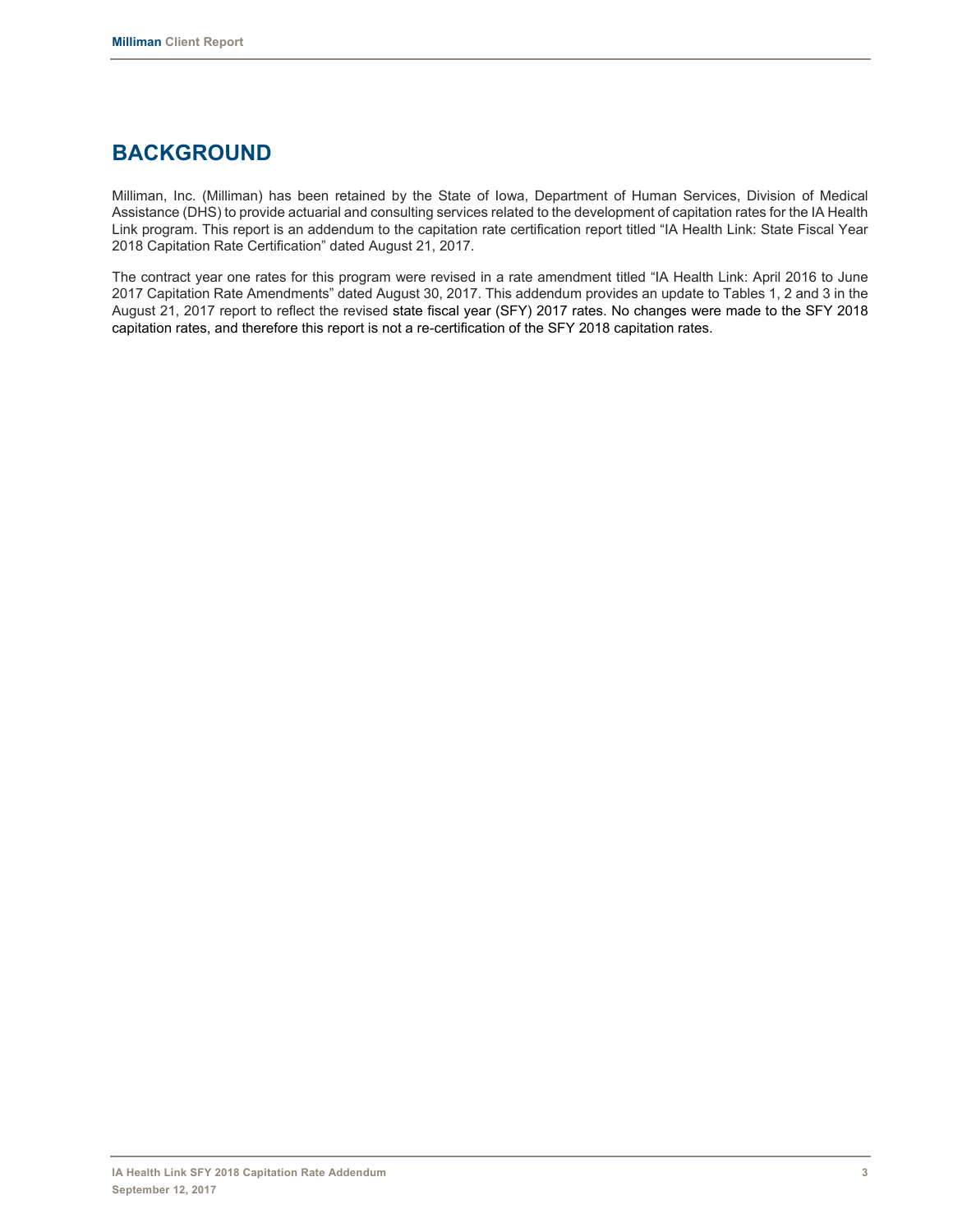# BACKGROUND

Milliman, Inc. (Milliman) has been retained by the State of Iowa, Department of Human Services, Division of Medical Assistance (DHS) to provide actuarial and consulting services related to the development of capitation rates for the IA Health Link program. This report is an addendum to the capitation rate certification report titled "IA Health Link: State Fiscal Year 2018 Capitation Rate Certification" dated August 21, 2017.

The contract year one rates for this program were revised in a rate amendment titled "IA Health Link: April 2016 to June 2017 Capitation Rate Amendments" dated August 30, 2017. This addendum provides an update to Tables 1, 2 and 3 in the August 21, 2017 report to reflect the revised state fiscal year (SFY) 2017 rates. No changes were made to the SFY 2018 capitation rates, and therefore this report is not a re-certification of the SFY 2018 capitation rates.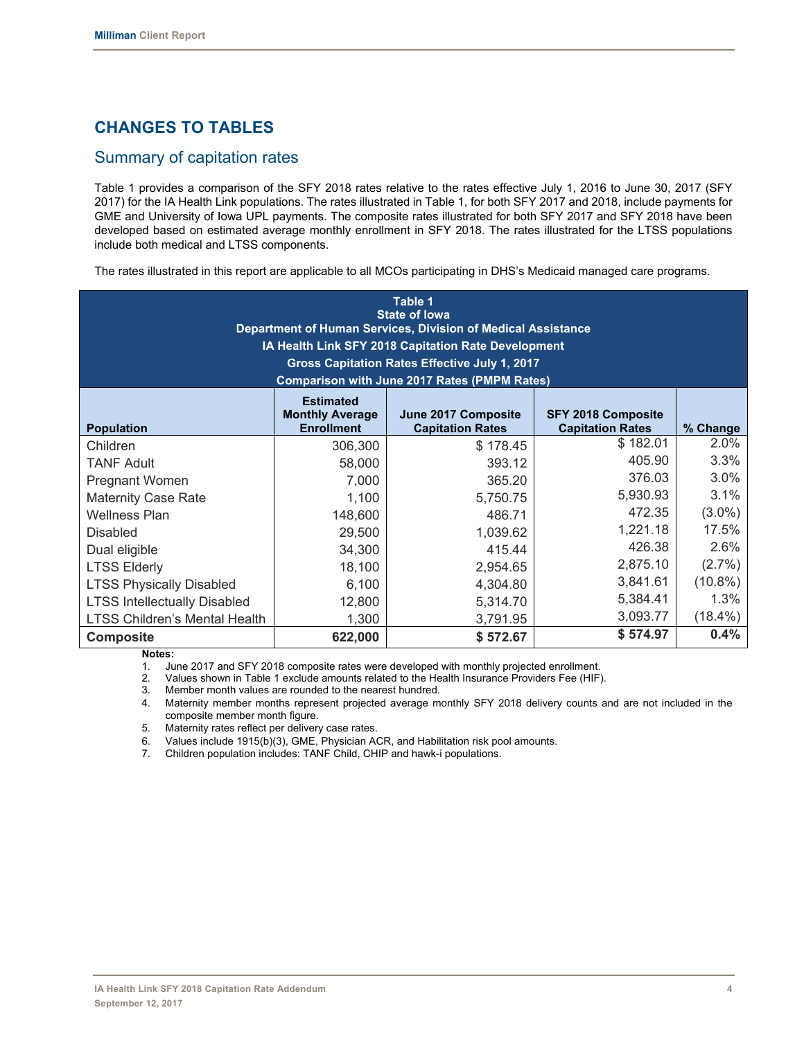## CHANGES TO TABLES

### Summary of capitation rates

Table 1 provides a comparison of the SFY 2018 rates relative to the rates effective July 1, 2016 to June 30, 2017 (SFY 2017) for the IA Health Link populations. The rates illustrated in Table 1, for both SFY 2017 and 2018, include payments for GME and University of Iowa UPL payments. The composite rates illustrated for both SFY 2017 and SFY 2018 have been developed based on estimated average monthly enrollment in SFY 2018. The rates illustrated for the LTSS populations include both medical and LTSS components.

The rates illustrated in this report are applicable to all MCOs participating in DHS's Medicaid managed care programs.

**Table 1**
**State of Iowa**
**Department of Human Services, Division of Medical Assistance**
**IA Health Link SFY 2018 Capitation Rate Development**
**Gross Capitation Rates Effective July 1, 2017**
**Comparison with June 2017 Rates (PMPM Rates)**

| Population | Estimated Monthly Average Enrollment | June 2017 Composite Capitation Rates | SFY 2018 Composite Capitation Rates | % Change |
|---|---|---|---|---|
| Children | 306,300 | $ 178.45 | $ 182.01 | 2.0% |
| TANF Adult | 58,000 | 393.12 | 405.90 | 3.3% |
| Pregnant Women | 7,000 | 365.20 | 376.03 | 3.0% |
| Maternity Case Rate | 1,100 | 5,750.75 | 5,930.93 | 3.1% |
| Wellness Plan | 148,600 | 486.71 | 472.35 | (3.0%) |
| Disabled | 29,500 | 1,039.62 | 1,221.18 | 17.5% |
| Dual eligible | 34,300 | 415.44 | 426.38 | 2.6% |
| LTSS Elderly | 18,100 | 2,954.65 | 2,875.10 | (2.7%) |
| LTSS Physically Disabled | 6,100 | 4,304.80 | 3,841.61 | (10.8%) |
| LTSS Intellectually Disabled | 12,800 | 5,314.70 | 5,384.41 | 1.3% |
| LTSS Children's Mental Health | 1,300 | 3,791.95 | 3,093.77 | (18.4%) |
| **Composite** | **622,000** | **$ 572.67** | **$ 574.97** | **0.4%** |

**Notes:**

1. June 2017 and SFY 2018 composite rates were developed with monthly projected enrollment.
2. Values shown in Table 1 exclude amounts related to the Health Insurance Providers Fee (HIF).
3. Member month values are rounded to the nearest hundred.
4. Maternity member months represent projected average monthly SFY 2018 delivery counts and are not included in the composite member month figure.
5. Maternity rates reflect per delivery case rates.
6. Values include 1915(b)(3), GME, Physician ACR, and Habilitation risk pool amounts.
7. Children population includes: TANF Child, CHIP and hawk-i populations.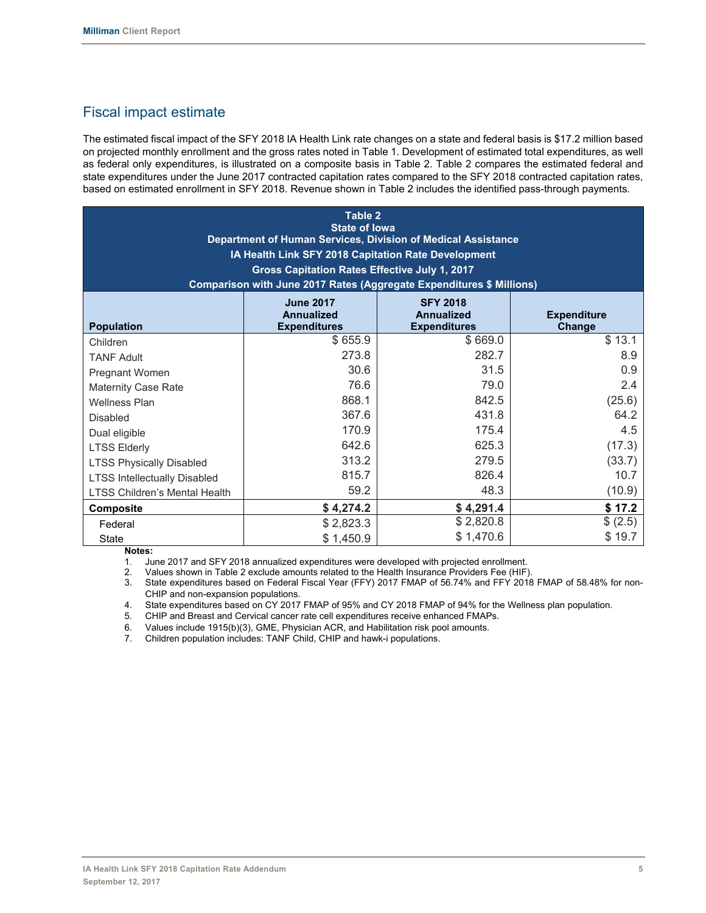## Fiscal impact estimate

The estimated fiscal impact of the SFY 2018 IA Health Link rate changes on a state and federal basis is $17.2 million based on projected monthly enrollment and the gross rates noted in Table 1. Development of estimated total expenditures, as well as federal only expenditures, is illustrated on a composite basis in Table 2. Table 2 compares the estimated federal and state expenditures under the June 2017 contracted capitation rates compared to the SFY 2018 contracted capitation rates, based on estimated enrollment in SFY 2018. Revenue shown in Table 2 includes the identified pass-through payments.

**Table 2**
**State of Iowa**
**Department of Human Services, Division of Medical Assistance**
**IA Health Link SFY 2018 Capitation Rate Development**
**Gross Capitation Rates Effective July 1, 2017**
**Comparison with June 2017 Rates (Aggregate Expenditures $ Millions)**

| Population | June 2017 Annualized Expenditures | SFY 2018 Annualized Expenditures | Expenditure Change |
|---|---|---|---|
| Children | $ 655.9 | $ 669.0 | $ 13.1 |
| TANF Adult | 273.8 | 282.7 | 8.9 |
| Pregnant Women | 30.6 | 31.5 | 0.9 |
| Maternity Case Rate | 76.6 | 79.0 | 2.4 |
| Wellness Plan | 868.1 | 842.5 | (25.6) |
| Disabled | 367.6 | 431.8 | 64.2 |
| Dual eligible | 170.9 | 175.4 | 4.5 |
| LTSS Elderly | 642.6 | 625.3 | (17.3) |
| LTSS Physically Disabled | 313.2 | 279.5 | (33.7) |
| LTSS Intellectually Disabled | 815.7 | 826.4 | 10.7 |
| LTSS Children's Mental Health | 59.2 | 48.3 | (10.9) |
| **Composite** | **$ 4,274.2** | **$ 4,291.4** | **$ 17.2** |
| Federal | $ 2,823.3 | $ 2,820.8 | $ (2.5) |
| State | $ 1,450.9 | $ 1,470.6 | $ 19.7 |

**Notes:**

1. June 2017 and SFY 2018 annualized expenditures were developed with projected enrollment.
2. Values shown in Table 2 exclude amounts related to the Health Insurance Providers Fee (HIF).
3. State expenditures based on Federal Fiscal Year (FFY) 2017 FMAP of 56.74% and FFY 2018 FMAP of 58.48% for non-CHIP and non-expansion populations.
4. State expenditures based on CY 2017 FMAP of 95% and CY 2018 FMAP of 94% for the Wellness plan population.
5. CHIP and Breast and Cervical cancer rate cell expenditures receive enhanced FMAPs.
6. Values include 1915(b)(3), GME, Physician ACR, and Habilitation risk pool amounts.
7. Children population includes: TANF Child, CHIP and hawk-i populations.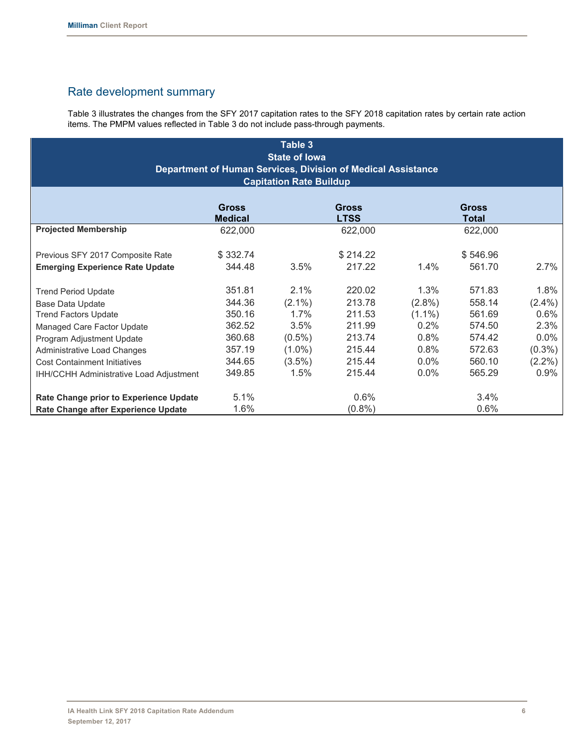## Rate development summary

Table 3 illustrates the changes from the SFY 2017 capitation rates to the SFY 2018 capitation rates by certain rate action items. The PMPM values reflected in Table 3 do not include pass-through payments.

**Table 3**
**State of Iowa**
**Department of Human Services, Division of Medical Assistance**
**Capitation Rate Buildup**

| | Gross Medical | | Gross LTSS | | Gross Total | |
|---|---|---|---|---|---|---|
| **Projected Membership** | 622,000 | | 622,000 | | 622,000 | |
| | | | | | | |
| Previous SFY 2017 Composite Rate | $ 332.74 | | $ 214.22 | | $ 546.96 | |
| **Emerging Experience Rate Update** | 344.48 | 3.5% | 217.22 | 1.4% | 561.70 | 2.7% |
| | | | | | | |
| Trend Period Update | 351.81 | 2.1% | 220.02 | 1.3% | 571.83 | 1.8% |
| Base Data Update | 344.36 | (2.1%) | 213.78 | (2.8%) | 558.14 | (2.4%) |
| Trend Factors Update | 350.16 | 1.7% | 211.53 | (1.1%) | 561.69 | 0.6% |
| Managed Care Factor Update | 362.52 | 3.5% | 211.99 | 0.2% | 574.50 | 2.3% |
| Program Adjustment Update | 360.68 | (0.5%) | 213.74 | 0.8% | 574.42 | 0.0% |
| Administrative Load Changes | 357.19 | (1.0%) | 215.44 | 0.8% | 572.63 | (0.3%) |
| Cost Containment Initiatives | 344.65 | (3.5%) | 215.44 | 0.0% | 560.10 | (2.2%) |
| IHH/CCHH Administrative Load Adjustment | 349.85 | 1.5% | 215.44 | 0.0% | 565.29 | 0.9% |
| | | | | | | |
| **Rate Change prior to Experience Update** | 5.1% | | 0.6% | | 3.4% | |
| **Rate Change after Experience Update** | 1.6% | | (0.8%) | | 0.6% | |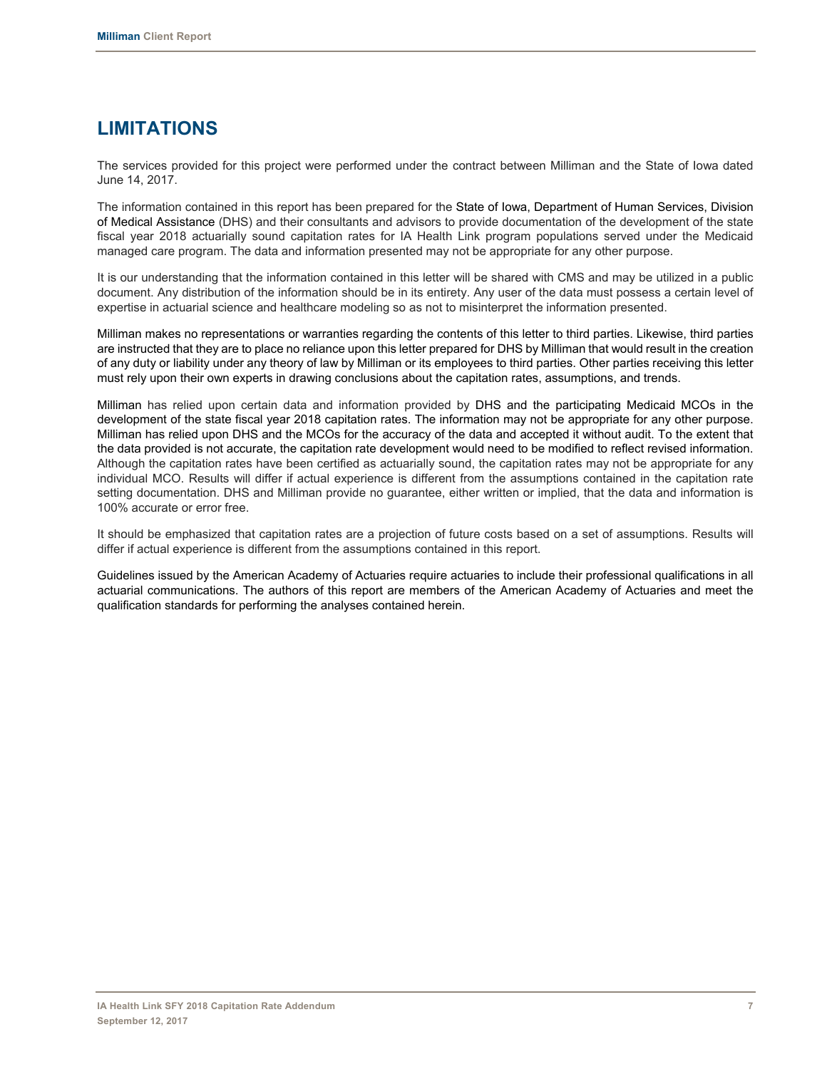# LIMITATIONS

The services provided for this project were performed under the contract between Milliman and the State of Iowa dated June 14, 2017.

The information contained in this report has been prepared for the State of Iowa, Department of Human Services, Division of Medical Assistance (DHS) and their consultants and advisors to provide documentation of the development of the state fiscal year 2018 actuarially sound capitation rates for IA Health Link program populations served under the Medicaid managed care program. The data and information presented may not be appropriate for any other purpose.

It is our understanding that the information contained in this letter will be shared with CMS and may be utilized in a public document. Any distribution of the information should be in its entirety. Any user of the data must possess a certain level of expertise in actuarial science and healthcare modeling so as not to misinterpret the information presented.

Milliman makes no representations or warranties regarding the contents of this letter to third parties. Likewise, third parties are instructed that they are to place no reliance upon this letter prepared for DHS by Milliman that would result in the creation of any duty or liability under any theory of law by Milliman or its employees to third parties. Other parties receiving this letter must rely upon their own experts in drawing conclusions about the capitation rates, assumptions, and trends.

Milliman has relied upon certain data and information provided by DHS and the participating Medicaid MCOs in the development of the state fiscal year 2018 capitation rates. The information may not be appropriate for any other purpose. Milliman has relied upon DHS and the MCOs for the accuracy of the data and accepted it without audit. To the extent that the data provided is not accurate, the capitation rate development would need to be modified to reflect revised information. Although the capitation rates have been certified as actuarially sound, the capitation rates may not be appropriate for any individual MCO. Results will differ if actual experience is different from the assumptions contained in the capitation rate setting documentation. DHS and Milliman provide no guarantee, either written or implied, that the data and information is 100% accurate or error free.

It should be emphasized that capitation rates are a projection of future costs based on a set of assumptions. Results will differ if actual experience is different from the assumptions contained in this report.

Guidelines issued by the American Academy of Actuaries require actuaries to include their professional qualifications in all actuarial communications. The authors of this report are members of the American Academy of Actuaries and meet the qualification standards for performing the analyses contained herein.